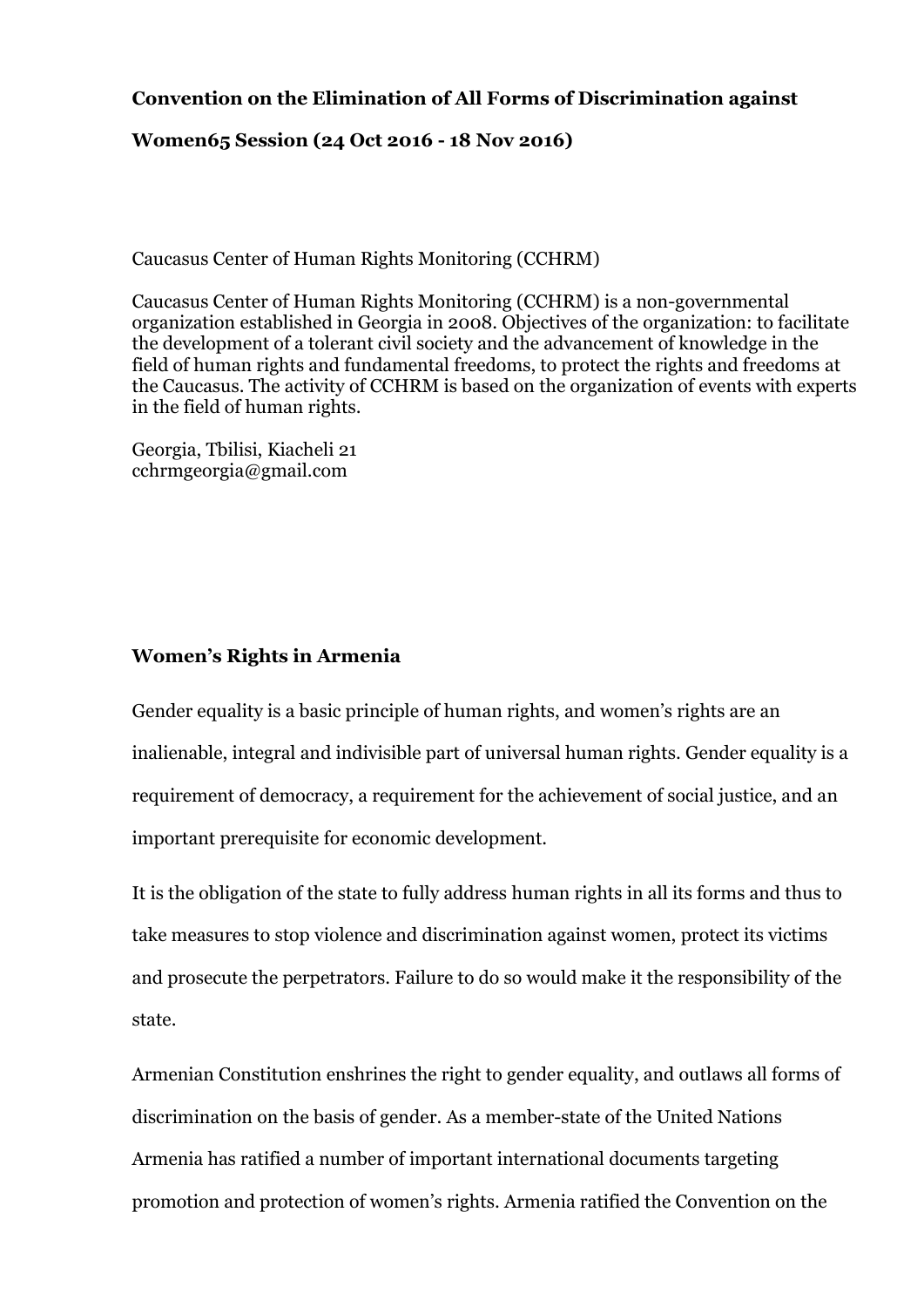**Convention on the Elimination of All Forms of Discrimination against Women65 Session (24 Oct 2016 - 18 Nov 2016)**

Caucasus Center of Human Rights Monitoring (CCHRM)

Caucasus Center of Human Rights Monitoring (CCHRM) is a non-governmental organization established in Georgia in 2008. Objectives of the organization: to facilitate the development of a tolerant civil society and the advancement of knowledge in the field of human rights and fundamental freedoms, to protect the rights and freedoms at the Caucasus. The activity of CCHRM is based on the organization of events with experts in the field of human rights.

Georgia, Tbilisi, Kiacheli 21
cchrmgeorgia@gmail.com

## Women's Rights in Armenia

Gender equality is a basic principle of human rights, and women's rights are an inalienable, integral and indivisible part of universal human rights. Gender equality is a requirement of democracy, a requirement for the achievement of social justice, and an important prerequisite for economic development.

It is the obligation of the state to fully address human rights in all its forms and thus to take measures to stop violence and discrimination against women, protect its victims and prosecute the perpetrators. Failure to do so would make it the responsibility of the state.

Armenian Constitution enshrines the right to gender equality, and outlaws all forms of discrimination on the basis of gender. As a member-state of the United Nations Armenia has ratified a number of important international documents targeting promotion and protection of women's rights. Armenia ratified the Convention on the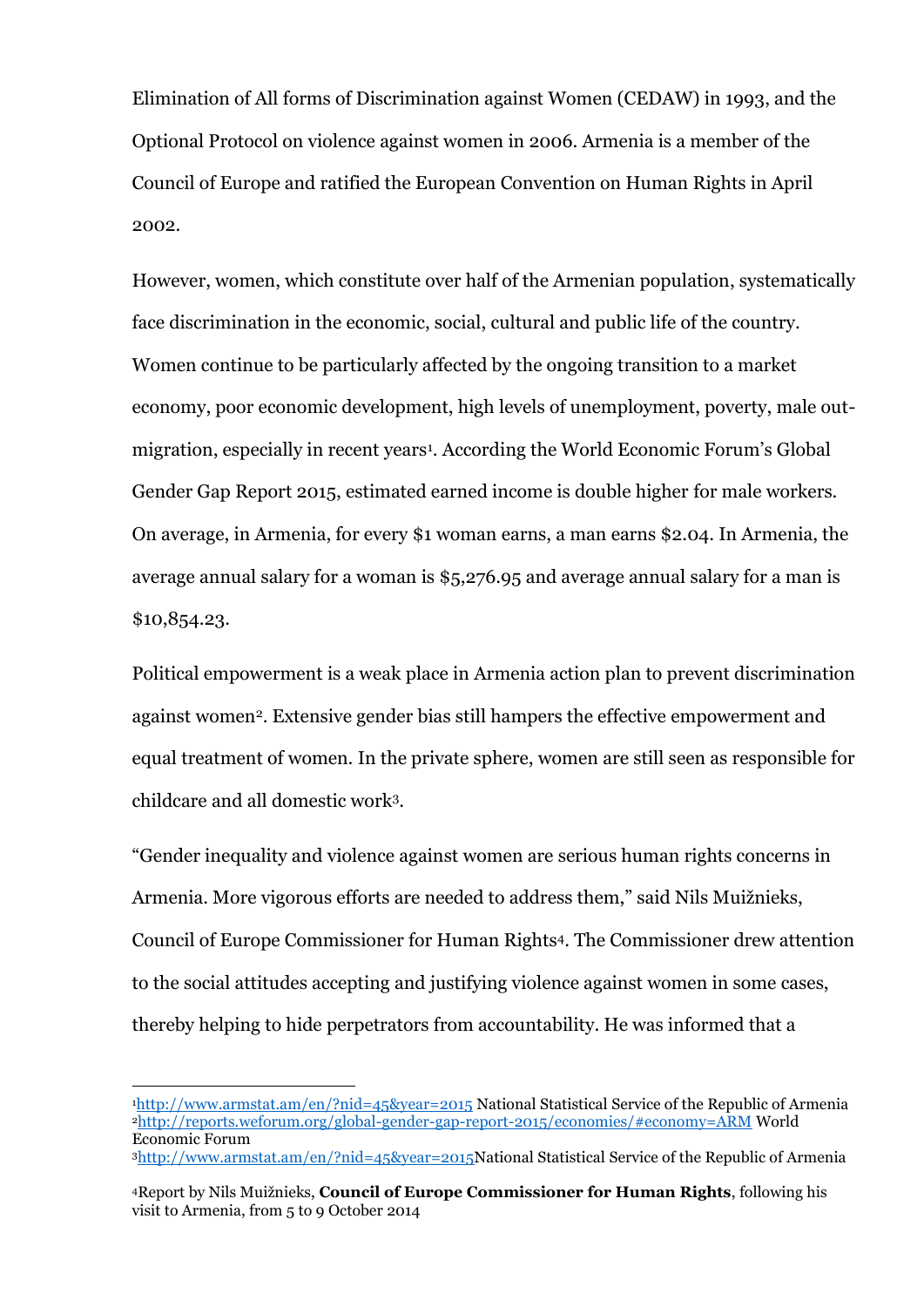Elimination of All forms of Discrimination against Women (CEDAW) in 1993, and the Optional Protocol on violence against women in 2006. Armenia is a member of the Council of Europe and ratified the European Convention on Human Rights in April 2002.

However, women, which constitute over half of the Armenian population, systematically face discrimination in the economic, social, cultural and public life of the country. Women continue to be particularly affected by the ongoing transition to a market economy, poor economic development, high levels of unemployment, poverty, male out-migration, especially in recent years[1]. According the World Economic Forum's Global Gender Gap Report 2015, estimated earned income is double higher for male workers. On average, in Armenia, for every $1 woman earns, a man earns $2.04. In Armenia, the average annual salary for a woman is $5,276.95 and average annual salary for a man is $10,854.23.

Political empowerment is a weak place in Armenia action plan to prevent discrimination against women[2]. Extensive gender bias still hampers the effective empowerment and equal treatment of women. In the private sphere, women are still seen as responsible for childcare and all domestic work[3].

"Gender inequality and violence against women are serious human rights concerns in Armenia. More vigorous efforts are needed to address them," said Nils Muižnieks, Council of Europe Commissioner for Human Rights[4]. The Commissioner drew attention to the social attitudes accepting and justifying violence against women in some cases, thereby helping to hide perpetrators from accountability. He was informed that a

---

[1] http://www.armstat.am/en/?nid=45&year=2015 National Statistical Service of the Republic of Armenia

[2] http://reports.weforum.org/global-gender-gap-report-2015/economies/#economy=ARM World Economic Forum

[3] http://www.armstat.am/en/?nid=45&year=2015National Statistical Service of the Republic of Armenia

[4] Report by Nils Muižnieks, **Council of Europe Commissioner for Human Rights**, following his visit to Armenia, from 5 to 9 October 2014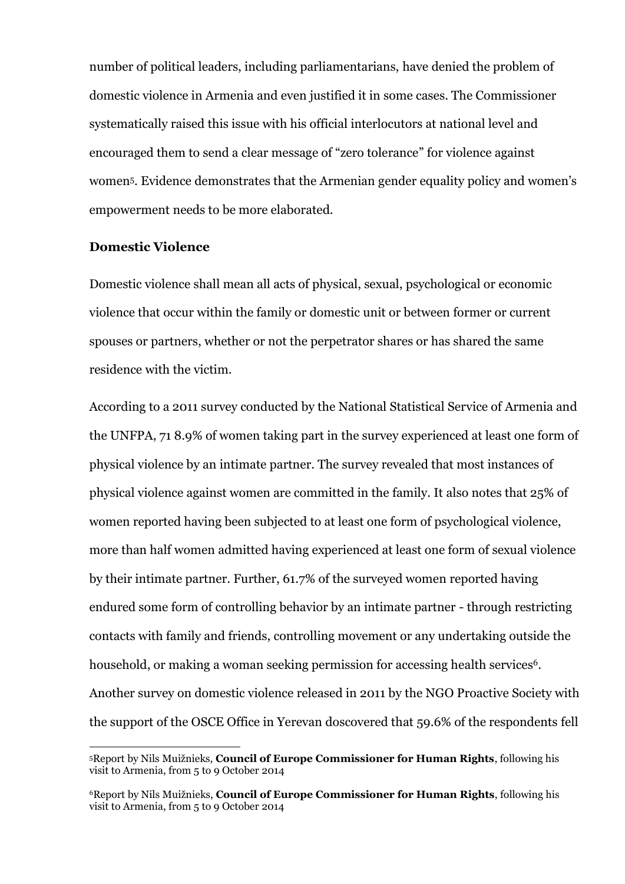number of political leaders, including parliamentarians, have denied the problem of domestic violence in Armenia and even justified it in some cases. The Commissioner systematically raised this issue with his official interlocutors at national level and encouraged them to send a clear message of "zero tolerance" for violence against women[5]. Evidence demonstrates that the Armenian gender equality policy and women's empowerment needs to be more elaborated.

**Domestic Violence**

Domestic violence shall mean all acts of physical, sexual, psychological or economic violence that occur within the family or domestic unit or between former or current spouses or partners, whether or not the perpetrator shares or has shared the same residence with the victim.

According to a 2011 survey conducted by the National Statistical Service of Armenia and the UNFPA, 71 8.9% of women taking part in the survey experienced at least one form of physical violence by an intimate partner. The survey revealed that most instances of physical violence against women are committed in the family. It also notes that 25% of women reported having been subjected to at least one form of psychological violence, more than half women admitted having experienced at least one form of sexual violence by their intimate partner. Further, 61.7% of the surveyed women reported having endured some form of controlling behavior by an intimate partner - through restricting contacts with family and friends, controlling movement or any undertaking outside the household, or making a woman seeking permission for accessing health services[6]. Another survey on domestic violence released in 2011 by the NGO Proactive Society with the support of the OSCE Office in Yerevan doscovered that 59.6% of the respondents fell

---

[5]Report by Nils Muižnieks, **Council of Europe Commissioner for Human Rights**, following his visit to Armenia, from 5 to 9 October 2014

[6]Report by Nils Muižnieks, **Council of Europe Commissioner for Human Rights**, following his visit to Armenia, from 5 to 9 October 2014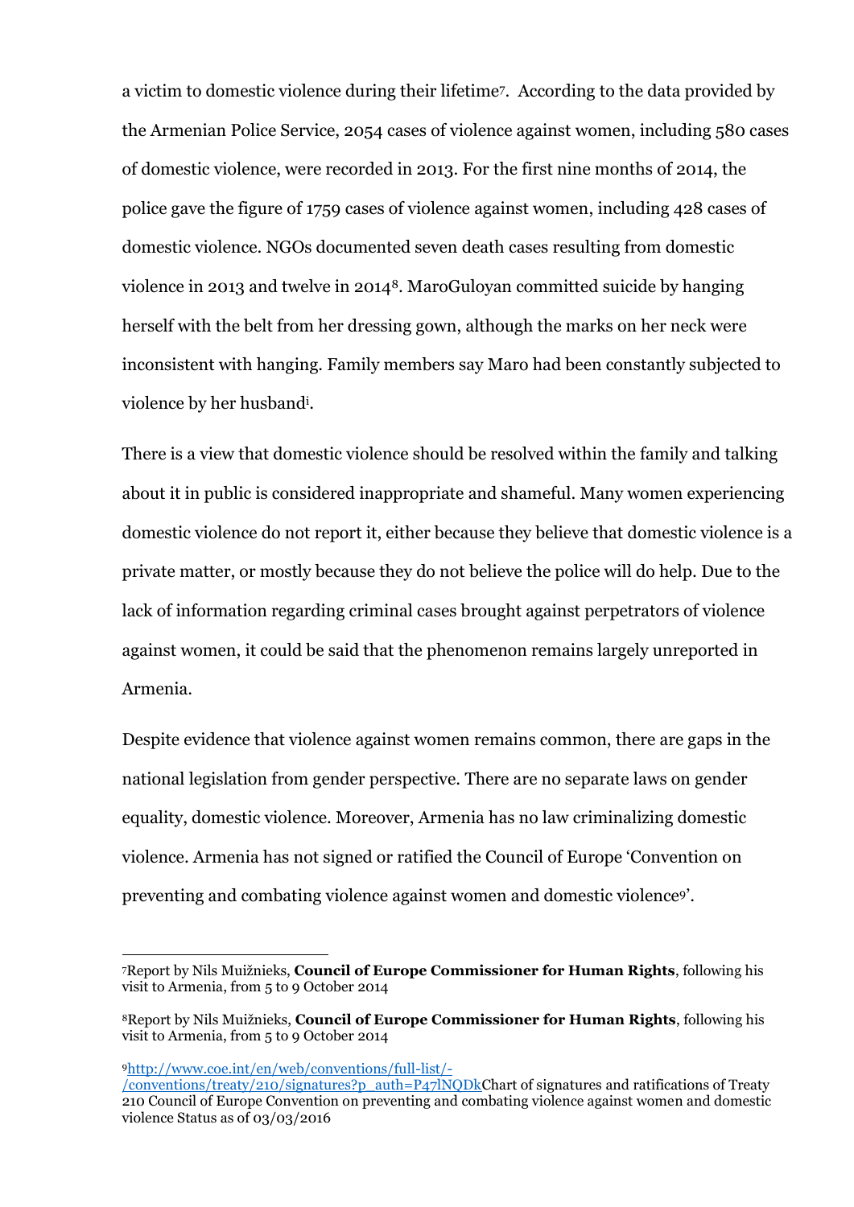a victim to domestic violence during their lifetime[7]. According to the data provided by the Armenian Police Service, 2054 cases of violence against women, including 580 cases of domestic violence, were recorded in 2013. For the first nine months of 2014, the police gave the figure of 1759 cases of violence against women, including 428 cases of domestic violence. NGOs documented seven death cases resulting from domestic violence in 2013 and twelve in 2014[8]. MaroGuloyan committed suicide by hanging herself with the belt from her dressing gown, although the marks on her neck were inconsistent with hanging. Family members say Maro had been constantly subjected to violence by her husband[i].

There is a view that domestic violence should be resolved within the family and talking about it in public is considered inappropriate and shameful. Many women experiencing domestic violence do not report it, either because they believe that domestic violence is a private matter, or mostly because they do not believe the police will do help. Due to the lack of information regarding criminal cases brought against perpetrators of violence against women, it could be said that the phenomenon remains largely unreported in Armenia.

Despite evidence that violence against women remains common, there are gaps in the national legislation from gender perspective. There are no separate laws on gender equality, domestic violence. Moreover, Armenia has no law criminalizing domestic violence. Armenia has not signed or ratified the Council of Europe 'Convention on preventing and combating violence against women and domestic violence[9]'.

---

[7] Report by Nils Muižnieks, **Council of Europe Commissioner for Human Rights**, following his visit to Armenia, from 5 to 9 October 2014

[8] Report by Nils Muižnieks, **Council of Europe Commissioner for Human Rights**, following his visit to Armenia, from 5 to 9 October 2014

[9] [http://www.coe.int/en/web/conventions/full-list/-/conventions/treaty/210/signatures?p_auth=P47lNQDk](http://www.coe.int/en/web/conventions/full-list/-/conventions/treaty/210/signatures?p_auth=P47lNQDk)Chart of signatures and ratifications of Treaty 210 Council of Europe Convention on preventing and combating violence against women and domestic violence Status as of 03/03/2016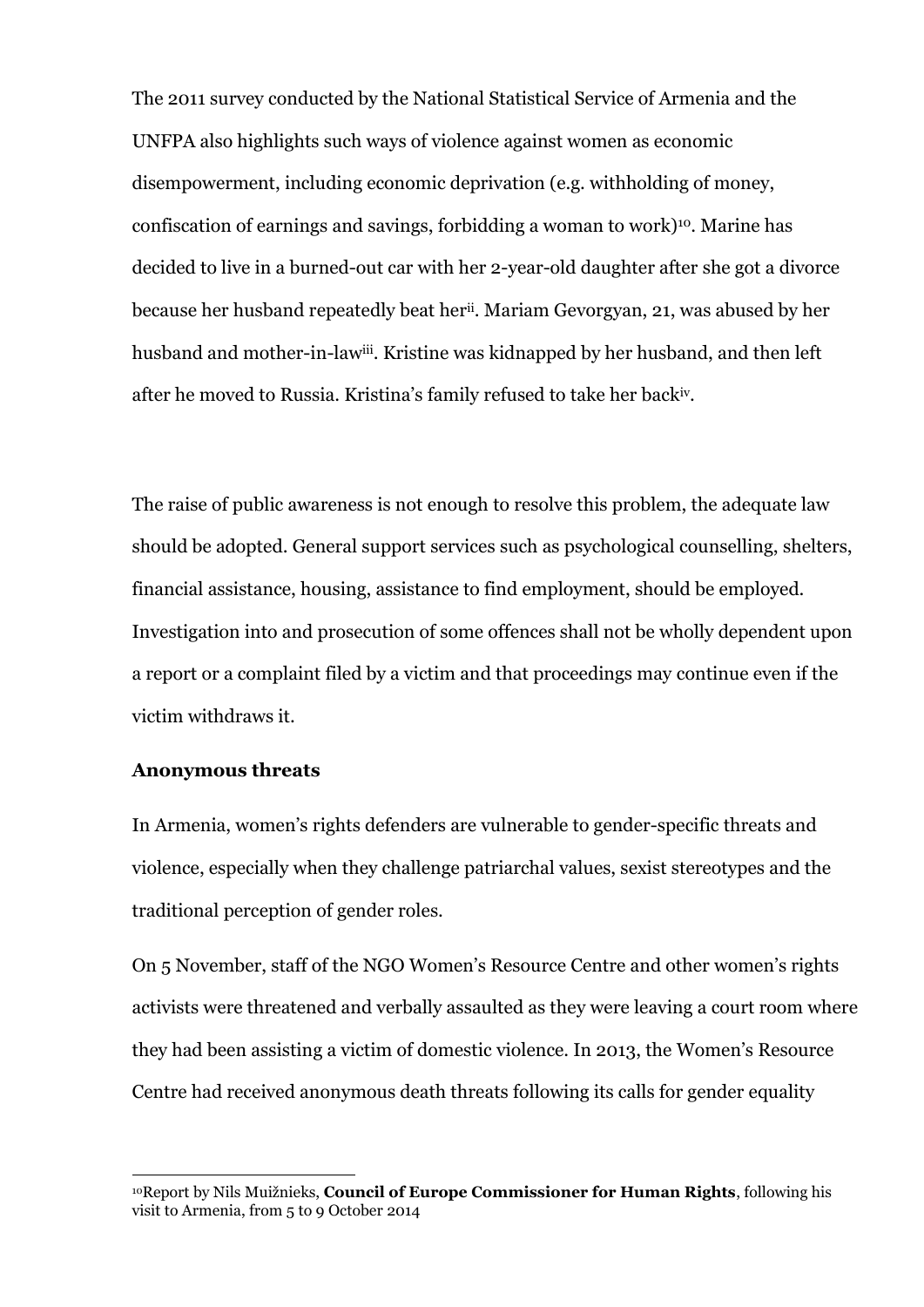The 2011 survey conducted by the National Statistical Service of Armenia and the UNFPA also highlights such ways of violence against women as economic disempowerment, including economic deprivation (e.g. withholding of money, confiscation of earnings and savings, forbidding a woman to work)[10]. Marine has decided to live in a burned-out car with her 2-year-old daughter after she got a divorce because her husband repeatedly beat her[ii]. Mariam Gevorgyan, 21, was abused by her husband and mother-in-law[iii]. Kristine was kidnapped by her husband, and then left after he moved to Russia. Kristina's family refused to take her back[iv].

The raise of public awareness is not enough to resolve this problem, the adequate law should be adopted. General support services such as psychological counselling, shelters, financial assistance, housing, assistance to find employment, should be employed. Investigation into and prosecution of some offences shall not be wholly dependent upon a report or a complaint filed by a victim and that proceedings may continue even if the victim withdraws it.

**Anonymous threats**

In Armenia, women's rights defenders are vulnerable to gender-specific threats and violence, especially when they challenge patriarchal values, sexist stereotypes and the traditional perception of gender roles.

On 5 November, staff of the NGO Women's Resource Centre and other women's rights activists were threatened and verbally assaulted as they were leaving a court room where they had been assisting a victim of domestic violence. In 2013, the Women's Resource Centre had received anonymous death threats following its calls for gender equality

---

[10] Report by Nils Muižnieks, **Council of Europe Commissioner for Human Rights**, following his visit to Armenia, from 5 to 9 October 2014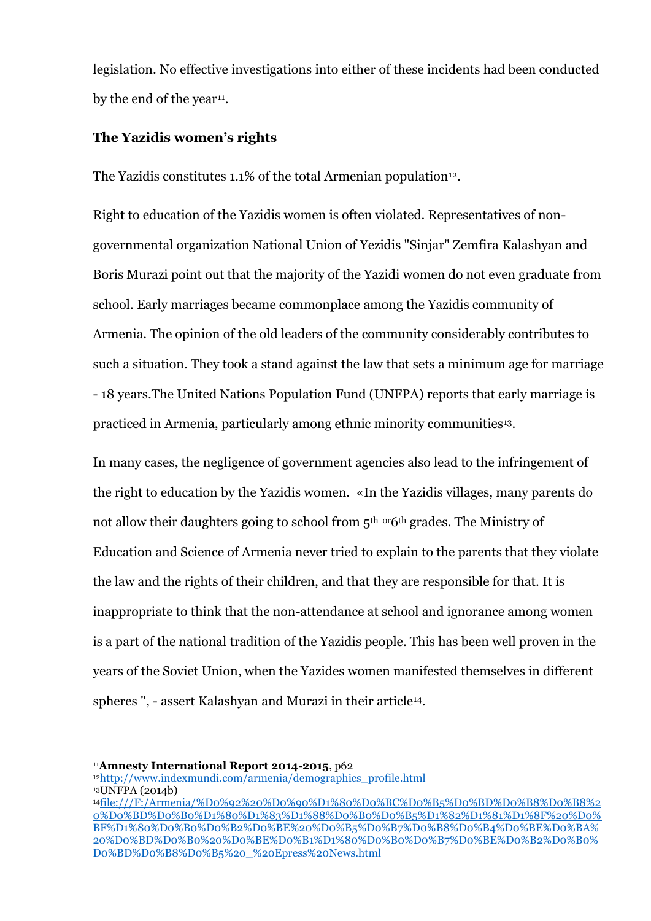legislation. No effective investigations into either of these incidents had been conducted by the end of the year[11].

**The Yazidis women's rights**

The Yazidis constitutes 1.1% of the total Armenian population[12].

Right to education of the Yazidis women is often violated. Representatives of non-governmental organization National Union of Yezidis "Sinjar" Zemfira Kalashyan and Boris Murazi point out that the majority of the Yazidi women do not even graduate from school. Early marriages became commonplace among the Yazidis community of Armenia. The opinion of the old leaders of the community considerably contributes to such a situation. They took a stand against the law that sets a minimum age for marriage - 18 years.The United Nations Population Fund (UNFPA) reports that early marriage is practiced in Armenia, particularly among ethnic minority communities[13].

In many cases, the negligence of government agencies also lead to the infringement of the right to education by the Yazidis women. «In the Yazidis villages, many parents do not allow their daughters going to school from 5th or 6th grades. The Ministry of Education and Science of Armenia never tried to explain to the parents that they violate the law and the rights of their children, and that they are responsible for that. It is inappropriate to think that the non-attendance at school and ignorance among women is a part of the national tradition of the Yazidis people. This has been well proven in the years of the Soviet Union, when the Yazides women manifested themselves in different spheres ", - assert Kalashyan and Murazi in their article[14].

---

[11] **Amnesty International Report 2014-2015**, p62

[12] http://www.indexmundi.com/armenia/demographics_profile.html

[13] UNFPA (2014b)

[14] file:///F:/Armenia/%D0%92%20%D0%90%D1%80%D0%BC%D0%B5%D0%BD%D0%B8%D0%B8%20%D0%BD%D0%B0%D1%80%D1%83%D1%88%D0%B0%D0%B5%D1%82%D1%81%D1%8F%20%D0%BF%D1%80%D0%B0%D0%B2%D0%BE%20%D0%B5%D0%B7%D0%B8%D0%B4%D0%BE%D0%BA%20%D0%BD%D0%B0%20%D0%BE%D0%B1%D1%80%D0%B0%D0%B7%D0%BE%D0%B2%D0%B0%D0%BD%D0%B8%D0%B5%20_%20Epress%20News.html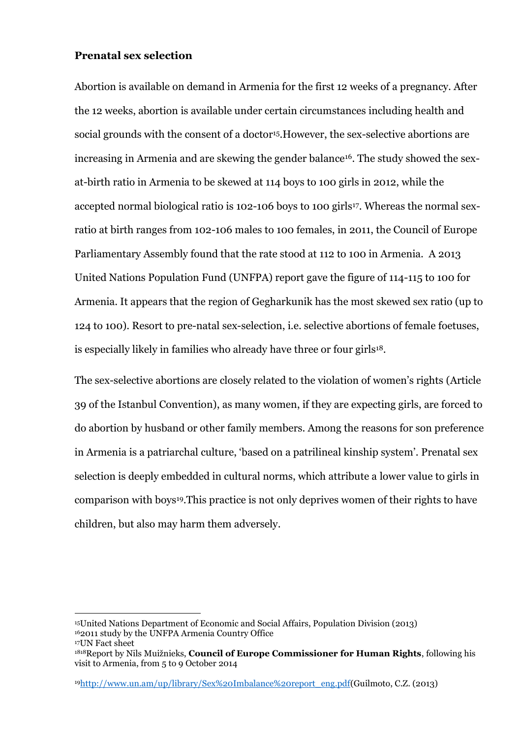**Prenatal sex selection**

Abortion is available on demand in Armenia for the first 12 weeks of a pregnancy. After the 12 weeks, abortion is available under certain circumstances including health and social grounds with the consent of a doctor[15].However, the sex-selective abortions are increasing in Armenia and are skewing the gender balance[16]. The study showed the sex-at-birth ratio in Armenia to be skewed at 114 boys to 100 girls in 2012, while the accepted normal biological ratio is 102-106 boys to 100 girls[17]. Whereas the normal sex-ratio at birth ranges from 102-106 males to 100 females, in 2011, the Council of Europe Parliamentary Assembly found that the rate stood at 112 to 100 in Armenia. A 2013 United Nations Population Fund (UNFPA) report gave the figure of 114-115 to 100 for Armenia. It appears that the region of Gegharkunik has the most skewed sex ratio (up to 124 to 100). Resort to pre-natal sex-selection, i.e. selective abortions of female foetuses, is especially likely in families who already have three or four girls[18].

The sex-selective abortions are closely related to the violation of women's rights (Article 39 of the Istanbul Convention), as many women, if they are expecting girls, are forced to do abortion by husband or other family members. Among the reasons for son preference in Armenia is a patriarchal culture, 'based on a patrilineal kinship system'. Prenatal sex selection is deeply embedded in cultural norms, which attribute a lower value to girls in comparison with boys[19].This practice is not only deprives women of their rights to have children, but also may harm them adversely.

---

[15]United Nations Department of Economic and Social Affairs, Population Division (2013)
[16]2011 study by the UNFPA Armenia Country Office
[17]UN Fact sheet
[18]Report by Nils Muižnieks, **Council of Europe Commissioner for Human Rights**, following his visit to Armenia, from 5 to 9 October 2014

[19]http://www.un.am/up/library/Sex%20Imbalance%20report_eng.pdf(Guilmoto, C.Z. (2013)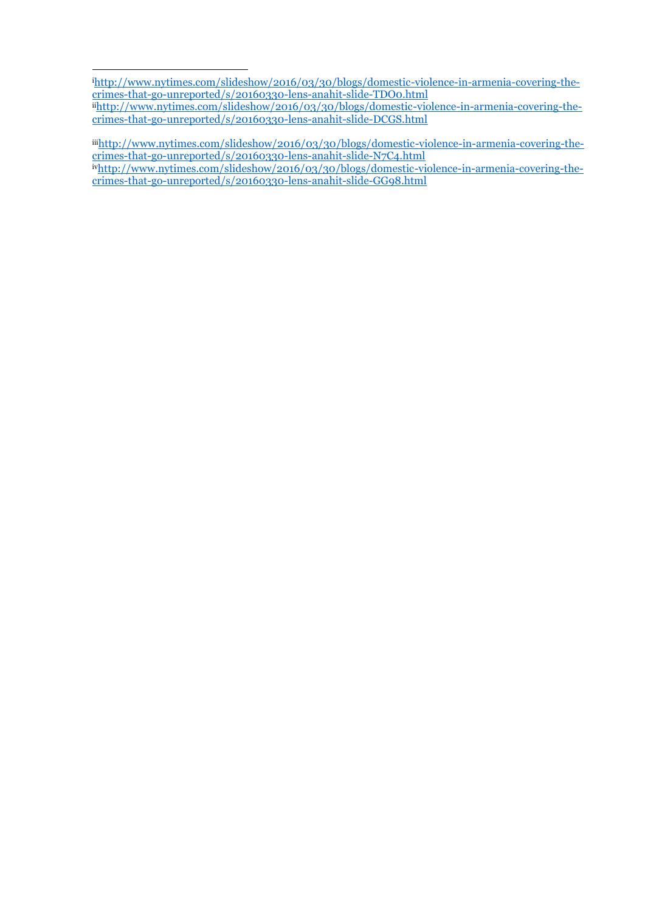[i]http://www.nytimes.com/slideshow/2016/03/30/blogs/domestic-violence-in-armenia-covering-the-crimes-that-go-unreported/s/20160330-lens-anahit-slide-TDO0.html

[ii]http://www.nytimes.com/slideshow/2016/03/30/blogs/domestic-violence-in-armenia-covering-the-crimes-that-go-unreported/s/20160330-lens-anahit-slide-DCGS.html

[iii]http://www.nytimes.com/slideshow/2016/03/30/blogs/domestic-violence-in-armenia-covering-the-crimes-that-go-unreported/s/20160330-lens-anahit-slide-N7C4.html

[iv]http://www.nytimes.com/slideshow/2016/03/30/blogs/domestic-violence-in-armenia-covering-the-crimes-that-go-unreported/s/20160330-lens-anahit-slide-GG98.html